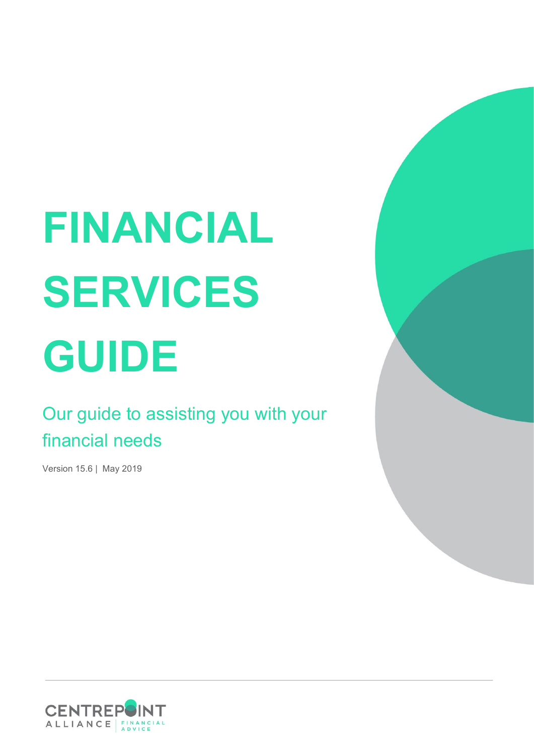# FINANCIAL SERVICES GUIDE

Our guide to assisting you with your financial needs

Version 15.6 | May 2019

CENTREPOINT ALLIANCE FINANCIAL ADVICE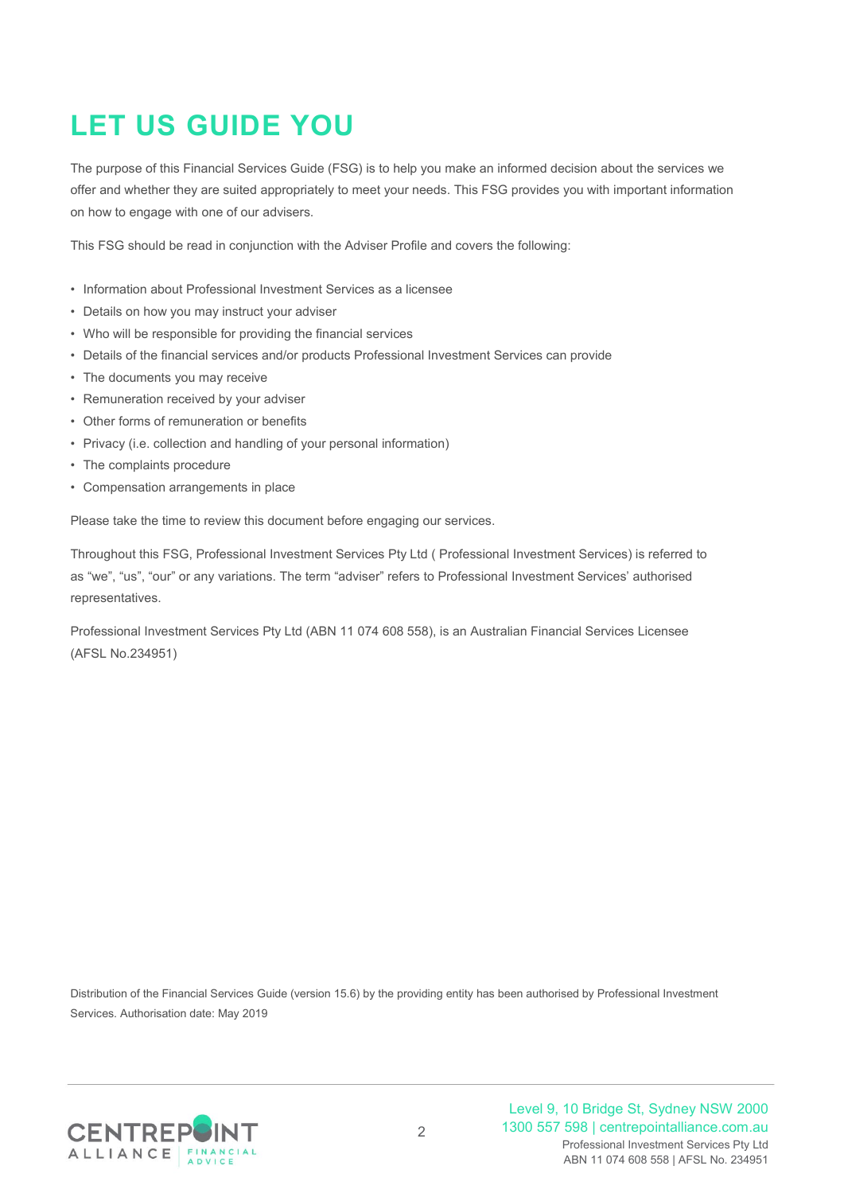# LET US GUIDE YOU

The purpose of this Financial Services Guide (FSG) is to help you make an informed decision about the services we offer and whether they are suited appropriately to meet your needs. This FSG provides you with important information on how to engage with one of our advisers.

This FSG should be read in conjunction with the Adviser Profile and covers the following:

- Information about Professional Investment Services as a licensee
- Details on how you may instruct your adviser
- Who will be responsible for providing the financial services
- Details of the financial services and/or products Professional Investment Services can provide
- The documents you may receive
- Remuneration received by your adviser
- Other forms of remuneration or benefits
- Privacy (i.e. collection and handling of your personal information)
- The complaints procedure
- Compensation arrangements in place

Please take the time to review this document before engaging our services.

Throughout this FSG, Professional Investment Services Pty Ltd ( Professional Investment Services) is referred to as "we", "us", "our" or any variations. The term "adviser" refers to Professional Investment Services' authorised representatives.

Professional Investment Services Pty Ltd (ABN 11 074 608 558), is an Australian Financial Services Licensee (AFSL No.234951)

Distribution of the Financial Services Guide (version 15.6) by the providing entity has been authorised by Professional Investment Services. Authorisation date: May 2019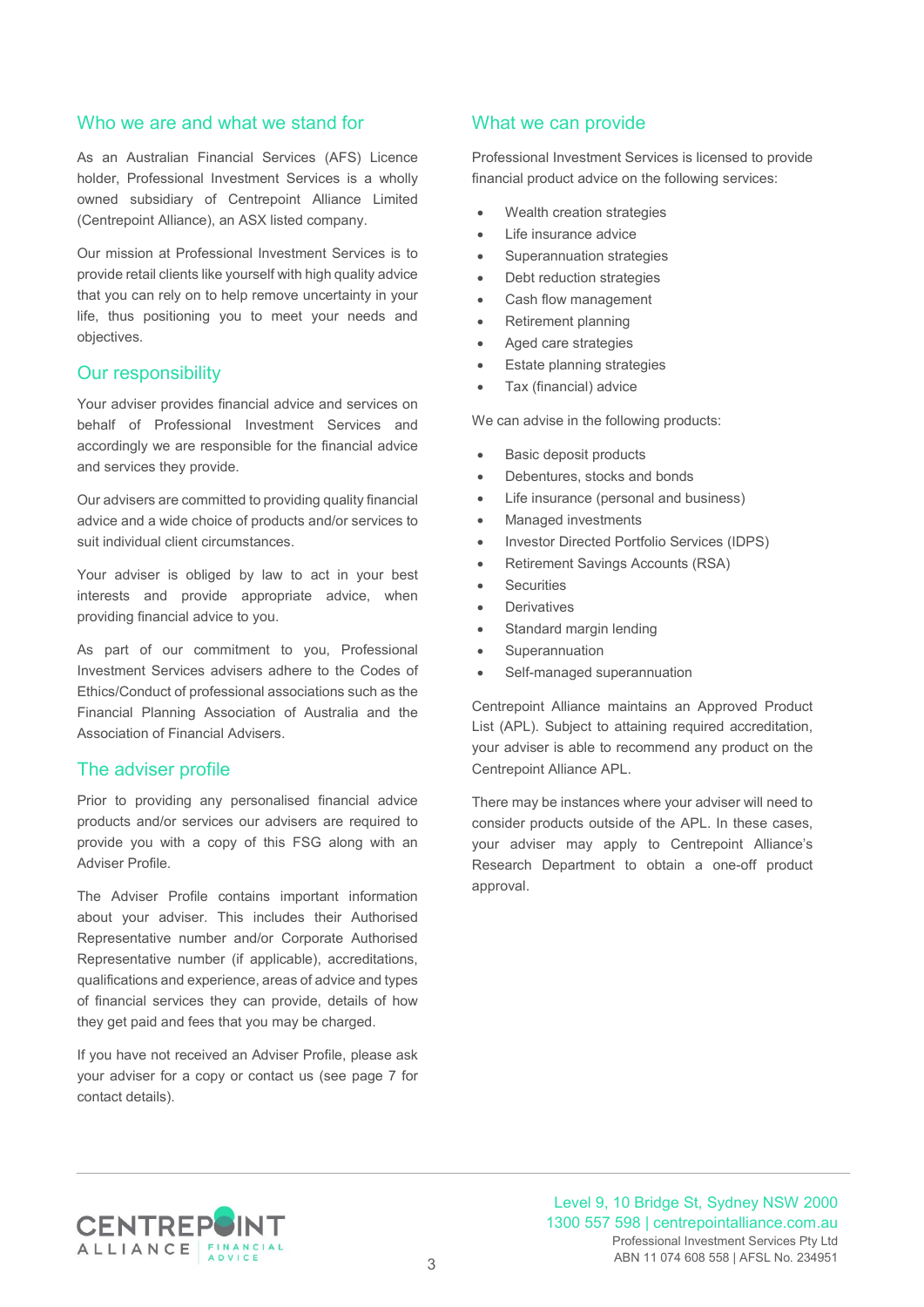## Who we are and what we stand for

As an Australian Financial Services (AFS) Licence holder, Professional Investment Services is a wholly owned subsidiary of Centrepoint Alliance Limited (Centrepoint Alliance), an ASX listed company.

Our mission at Professional Investment Services is to provide retail clients like yourself with high quality advice that you can rely on to help remove uncertainty in your life, thus positioning you to meet your needs and objectives.

## Our responsibility

Your adviser provides financial advice and services on behalf of Professional Investment Services and accordingly we are responsible for the financial advice and services they provide.

Our advisers are committed to providing quality financial advice and a wide choice of products and/or services to suit individual client circumstances.

Your adviser is obliged by law to act in your best interests and provide appropriate advice, when providing financial advice to you.

As part of our commitment to you, Professional Investment Services advisers adhere to the Codes of Ethics/Conduct of professional associations such as the Financial Planning Association of Australia and the Association of Financial Advisers.

## The adviser profile

Prior to providing any personalised financial advice products and/or services our advisers are required to provide you with a copy of this FSG along with an Adviser Profile.

The Adviser Profile contains important information about your adviser. This includes their Authorised Representative number and/or Corporate Authorised Representative number (if applicable), accreditations, qualifications and experience, areas of advice and types of financial services they can provide, details of how they get paid and fees that you may be charged.

If you have not received an Adviser Profile, please ask your adviser for a copy or contact us (see page 7 for contact details).

## What we can provide

Professional Investment Services is licensed to provide financial product advice on the following services:

- Wealth creation strategies
- Life insurance advice
- Superannuation strategies
- Debt reduction strategies
- Cash flow management
- Retirement planning
- Aged care strategies
- Estate planning strategies
- Tax (financial) advice

We can advise in the following products:

- Basic deposit products
- Debentures, stocks and bonds
- Life insurance (personal and business)
- Managed investments
- Investor Directed Portfolio Services (IDPS)
- Retirement Savings Accounts (RSA)
- Securities
- Derivatives
- Standard margin lending
- Superannuation
- Self-managed superannuation

Centrepoint Alliance maintains an Approved Product List (APL). Subject to attaining required accreditation, your adviser is able to recommend any product on the Centrepoint Alliance APL.

There may be instances where your adviser will need to consider products outside of the APL. In these cases, your adviser may apply to Centrepoint Alliance's Research Department to obtain a one-off product approval.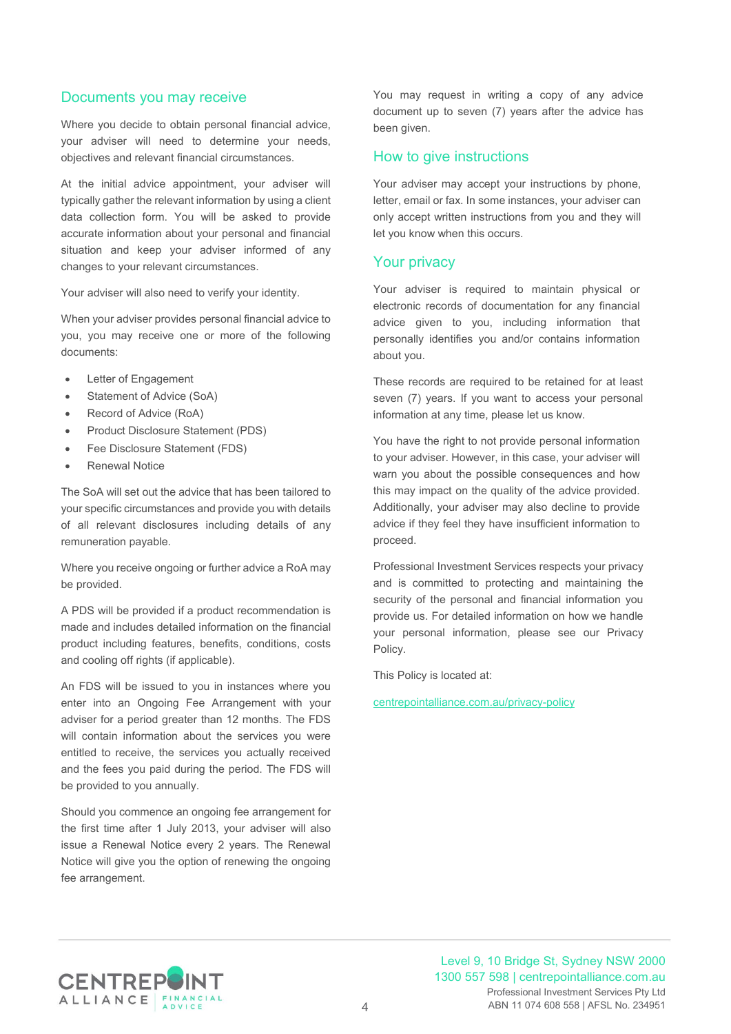## Documents you may receive

Where you decide to obtain personal financial advice, your adviser will need to determine your needs, objectives and relevant financial circumstances.

At the initial advice appointment, your adviser will typically gather the relevant information by using a client data collection form. You will be asked to provide accurate information about your personal and financial situation and keep your adviser informed of any changes to your relevant circumstances.

Your adviser will also need to verify your identity.

When your adviser provides personal financial advice to you, you may receive one or more of the following documents:

- Letter of Engagement
- Statement of Advice (SoA)
- Record of Advice (RoA)
- Product Disclosure Statement (PDS)
- Fee Disclosure Statement (FDS)
- Renewal Notice

The SoA will set out the advice that has been tailored to your specific circumstances and provide you with details of all relevant disclosures including details of any remuneration payable.

Where you receive ongoing or further advice a RoA may be provided.

A PDS will be provided if a product recommendation is made and includes detailed information on the financial product including features, benefits, conditions, costs and cooling off rights (if applicable).

An FDS will be issued to you in instances where you enter into an Ongoing Fee Arrangement with your adviser for a period greater than 12 months. The FDS will contain information about the services you were entitled to receive, the services you actually received and the fees you paid during the period. The FDS will be provided to you annually.

Should you commence an ongoing fee arrangement for the first time after 1 July 2013, your adviser will also issue a Renewal Notice every 2 years. The Renewal Notice will give you the option of renewing the ongoing fee arrangement.

You may request in writing a copy of any advice document up to seven (7) years after the advice has been given.

## How to give instructions

Your adviser may accept your instructions by phone, letter, email or fax. In some instances, your adviser can only accept written instructions from you and they will let you know when this occurs.

## Your privacy

Your adviser is required to maintain physical or electronic records of documentation for any financial advice given to you, including information that personally identifies you and/or contains information about you.

These records are required to be retained for at least seven (7) years. If you want to access your personal information at any time, please let us know.

You have the right to not provide personal information to your adviser. However, in this case, your adviser will warn you about the possible consequences and how this may impact on the quality of the advice provided. Additionally, your adviser may also decline to provide advice if they feel they have insufficient information to proceed.

Professional Investment Services respects your privacy and is committed to protecting and maintaining the security of the personal and financial information you provide us. For detailed information on how we handle your personal information, please see our Privacy Policy.

This Policy is located at:

centrepointalliance.com.au/privacy-policy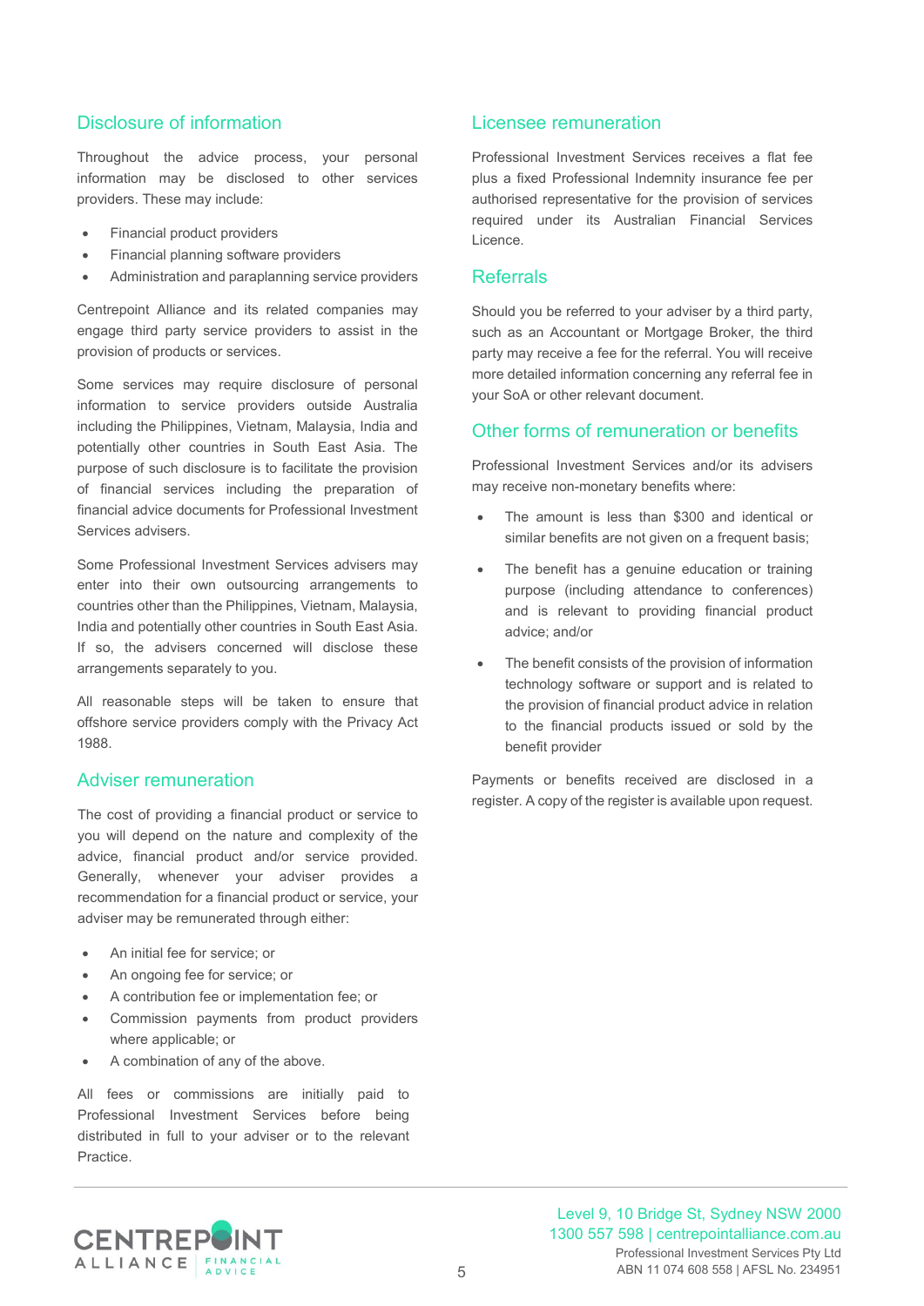## Disclosure of information

Throughout the advice process, your personal information may be disclosed to other services providers. These may include:

- Financial product providers
- Financial planning software providers
- Administration and paraplanning service providers

Centrepoint Alliance and its related companies may engage third party service providers to assist in the provision of products or services.

Some services may require disclosure of personal information to service providers outside Australia including the Philippines, Vietnam, Malaysia, India and potentially other countries in South East Asia. The purpose of such disclosure is to facilitate the provision of financial services including the preparation of financial advice documents for Professional Investment Services advisers.

Some Professional Investment Services advisers may enter into their own outsourcing arrangements to countries other than the Philippines, Vietnam, Malaysia, India and potentially other countries in South East Asia. If so, the advisers concerned will disclose these arrangements separately to you.

All reasonable steps will be taken to ensure that offshore service providers comply with the Privacy Act 1988.

## Adviser remuneration

The cost of providing a financial product or service to you will depend on the nature and complexity of the advice, financial product and/or service provided. Generally, whenever your adviser provides a recommendation for a financial product or service, your adviser may be remunerated through either:

- An initial fee for service; or
- An ongoing fee for service; or
- A contribution fee or implementation fee; or
- Commission payments from product providers where applicable; or
- A combination of any of the above.

All fees or commissions are initially paid to Professional Investment Services before being distributed in full to your adviser or to the relevant Practice.

## Licensee remuneration

Professional Investment Services receives a flat fee plus a fixed Professional Indemnity insurance fee per authorised representative for the provision of services required under its Australian Financial Services Licence.

## Referrals

Should you be referred to your adviser by a third party, such as an Accountant or Mortgage Broker, the third party may receive a fee for the referral. You will receive more detailed information concerning any referral fee in your SoA or other relevant document.

## Other forms of remuneration or benefits

Professional Investment Services and/or its advisers may receive non-monetary benefits where:

- The amount is less than $300 and identical or similar benefits are not given on a frequent basis;
- The benefit has a genuine education or training purpose (including attendance to conferences) and is relevant to providing financial product advice; and/or
- The benefit consists of the provision of information technology software or support and is related to the provision of financial product advice in relation to the financial products issued or sold by the benefit provider

Payments or benefits received are disclosed in a register. A copy of the register is available upon request.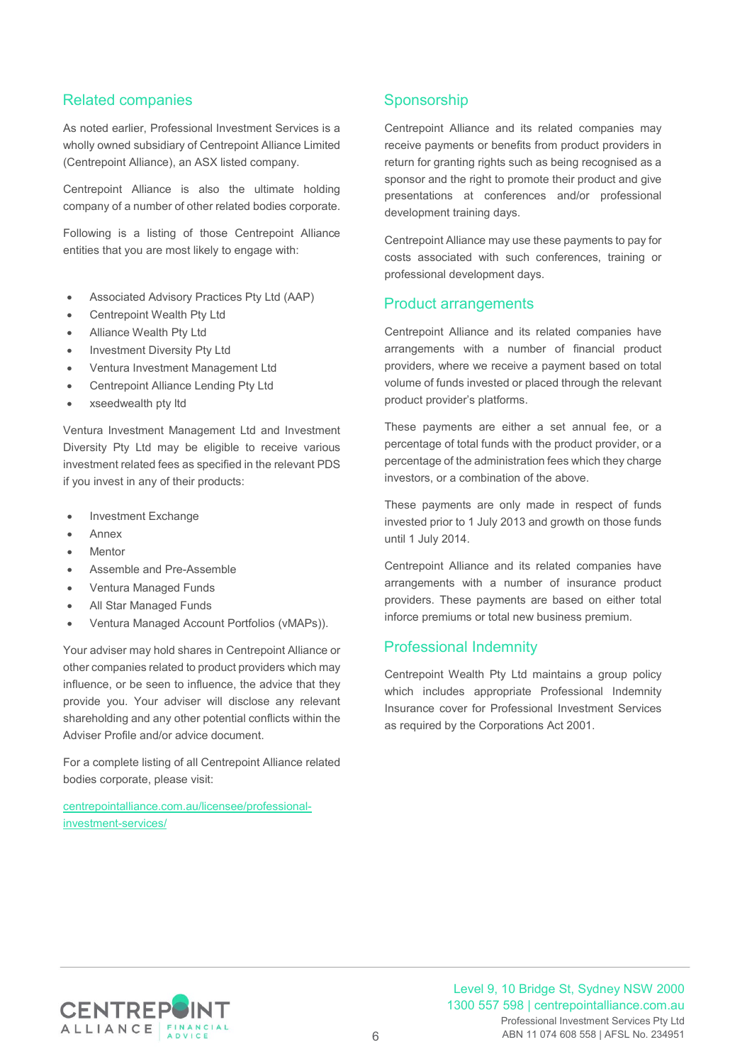## Related companies

As noted earlier, Professional Investment Services is a wholly owned subsidiary of Centrepoint Alliance Limited (Centrepoint Alliance), an ASX listed company.

Centrepoint Alliance is also the ultimate holding company of a number of other related bodies corporate.

Following is a listing of those Centrepoint Alliance entities that you are most likely to engage with:

- Associated Advisory Practices Pty Ltd (AAP)
- Centrepoint Wealth Pty Ltd
- Alliance Wealth Pty Ltd
- Investment Diversity Pty Ltd
- Ventura Investment Management Ltd
- Centrepoint Alliance Lending Pty Ltd
- xseedwealth pty ltd

Ventura Investment Management Ltd and Investment Diversity Pty Ltd may be eligible to receive various investment related fees as specified in the relevant PDS if you invest in any of their products:

- Investment Exchange
- Annex
- Mentor
- Assemble and Pre-Assemble
- Ventura Managed Funds
- All Star Managed Funds
- Ventura Managed Account Portfolios (vMAPs)).

Your adviser may hold shares in Centrepoint Alliance or other companies related to product providers which may influence, or be seen to influence, the advice that they provide you. Your adviser will disclose any relevant shareholding and any other potential conflicts within the Adviser Profile and/or advice document.

For a complete listing of all Centrepoint Alliance related bodies corporate, please visit:

centrepointalliance.com.au/licensee/professional-investment-services/

## Sponsorship

Centrepoint Alliance and its related companies may receive payments or benefits from product providers in return for granting rights such as being recognised as a sponsor and the right to promote their product and give presentations at conferences and/or professional development training days.

Centrepoint Alliance may use these payments to pay for costs associated with such conferences, training or professional development days.

## Product arrangements

Centrepoint Alliance and its related companies have arrangements with a number of financial product providers, where we receive a payment based on total volume of funds invested or placed through the relevant product provider's platforms.

These payments are either a set annual fee, or a percentage of total funds with the product provider, or a percentage of the administration fees which they charge investors, or a combination of the above.

These payments are only made in respect of funds invested prior to 1 July 2013 and growth on those funds until 1 July 2014.

Centrepoint Alliance and its related companies have arrangements with a number of insurance product providers. These payments are based on either total inforce premiums or total new business premium.

## Professional Indemnity

Centrepoint Wealth Pty Ltd maintains a group policy which includes appropriate Professional Indemnity Insurance cover for Professional Investment Services as required by the Corporations Act 2001.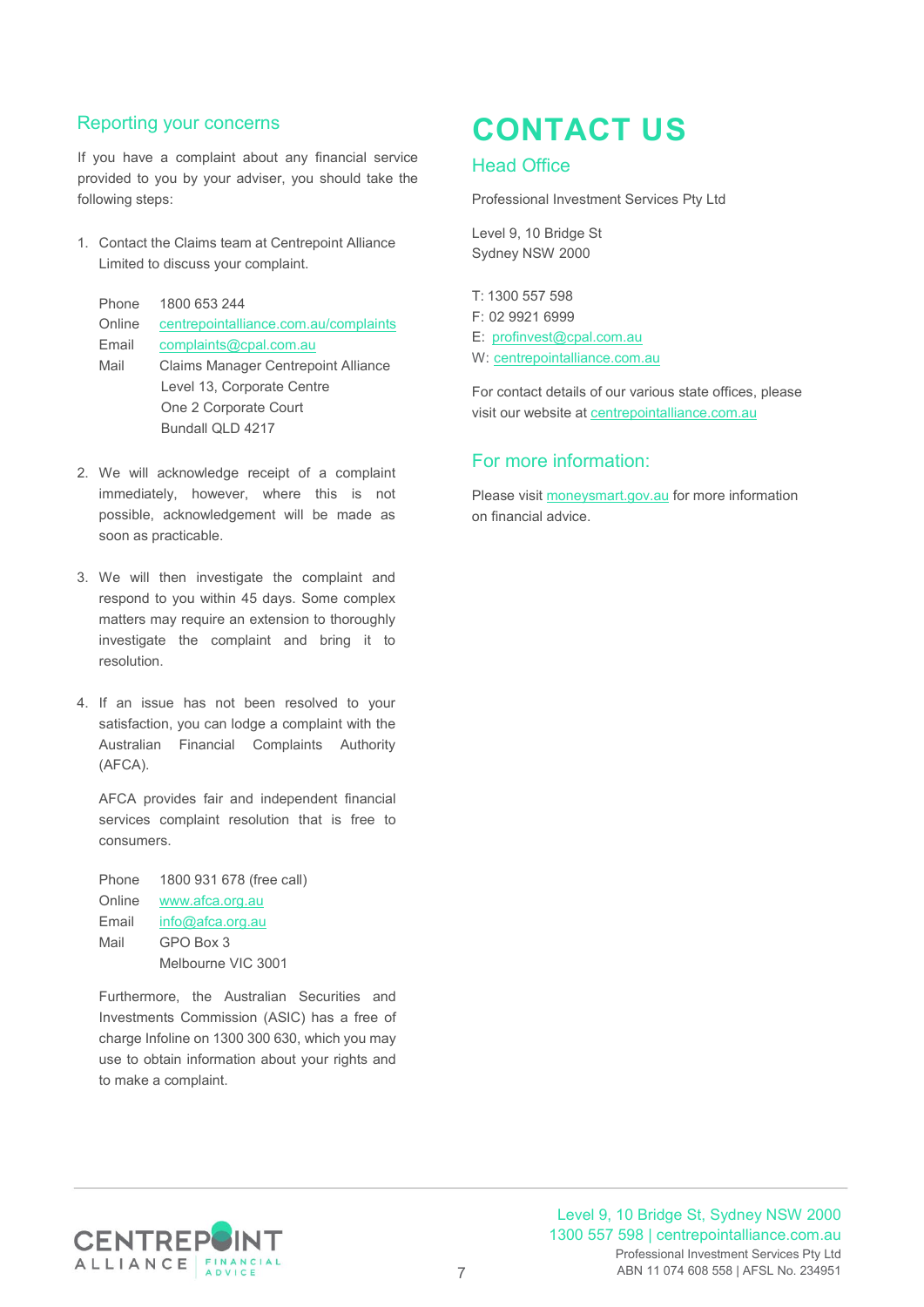## Reporting your concerns

If you have a complaint about any financial service provided to you by your adviser, you should take the following steps:

1. Contact the Claims team at Centrepoint Alliance Limited to discuss your complaint.

   | | |
   |---|---|
   | Phone | 1800 653 244 |
   | Online | centrepointalliance.com.au/complaints |
   | Email | complaints@cpal.com.au |
   | Mail | Claims Manager Centrepoint Alliance<br>Level 13, Corporate Centre<br>One 2 Corporate Court<br>Bundall QLD 4217 |

2. We will acknowledge receipt of a complaint immediately, however, where this is not possible, acknowledgement will be made as soon as practicable.

3. We will then investigate the complaint and respond to you within 45 days. Some complex matters may require an extension to thoroughly investigate the complaint and bring it to resolution.

4. If an issue has not been resolved to your satisfaction, you can lodge a complaint with the Australian Financial Complaints Authority (AFCA).

   AFCA provides fair and independent financial services complaint resolution that is free to consumers.

   | | |
   |---|---|
   | Phone | 1800 931 678 (free call) |
   | Online | www.afca.org.au |
   | Email | info@afca.org.au |
   | Mail | GPO Box 3<br>Melbourne VIC 3001 |

   Furthermore, the Australian Securities and Investments Commission (ASIC) has a free of charge Infoline on 1300 300 630, which you may use to obtain information about your rights and to make a complaint.

# CONTACT US

## Head Office

Professional Investment Services Pty Ltd

Level 9, 10 Bridge St
Sydney NSW 2000

T: 1300 557 598
F: 02 9921 6999
E: profinvest@cpal.com.au
W: centrepointalliance.com.au

For contact details of our various state offices, please visit our website at centrepointalliance.com.au

## For more information:

Please visit moneysmart.gov.au for more information on financial advice.